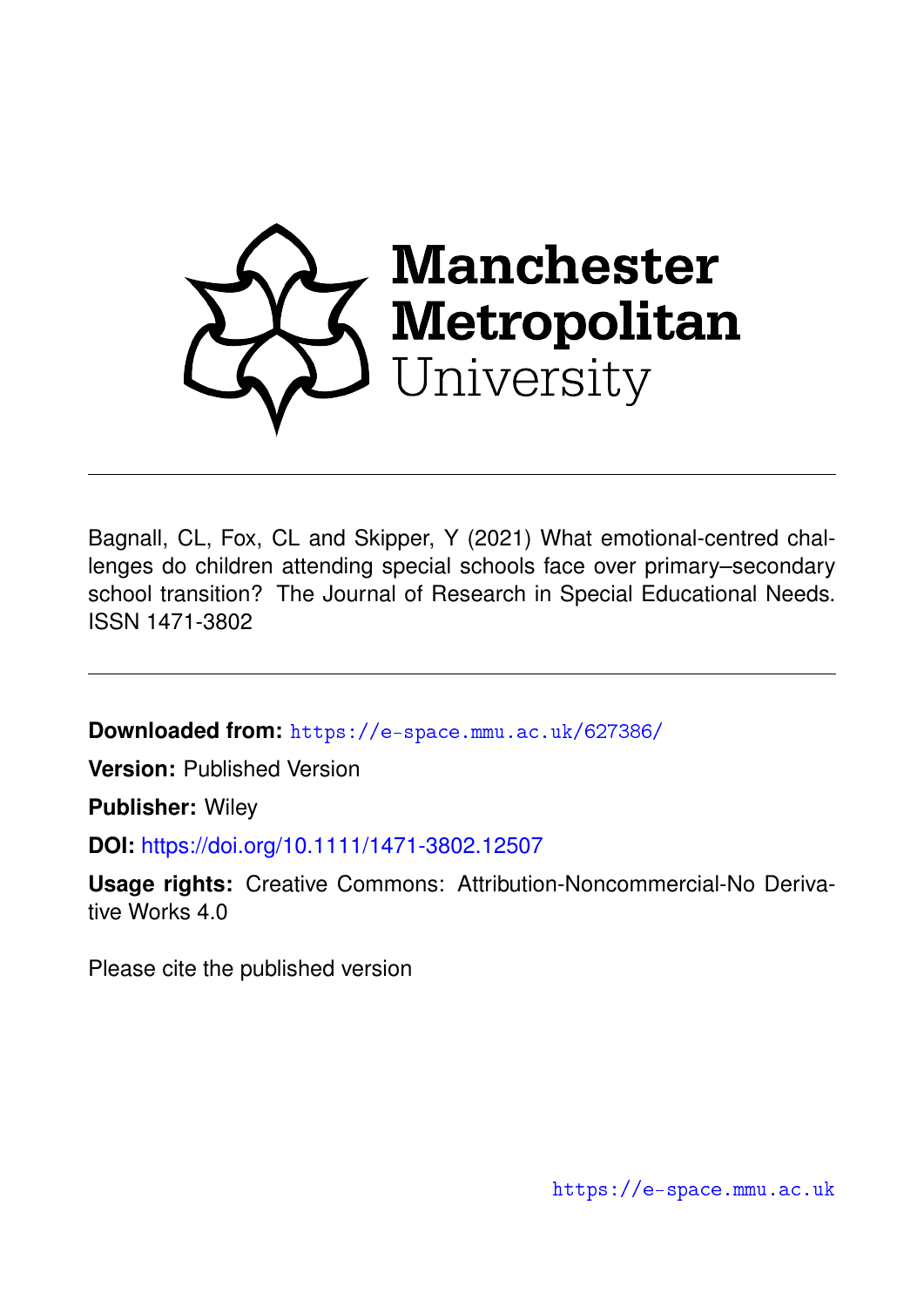Manchester Metropolitan University

Bagnall, CL, Fox, CL and Skipper, Y (2021) What emotional-centred challenges do children attending special schools face over primary–secondary school transition? The Journal of Research in Special Educational Needs. ISSN 1471-3802

**Downloaded from:** https://e-space.mmu.ac.uk/627386/

**Version:** Published Version

**Publisher:** Wiley

**DOI:** https://doi.org/10.1111/1471-3802.12507

**Usage rights:** Creative Commons: Attribution-Noncommercial-No Derivative Works 4.0

Please cite the published version

https://e-space.mmu.ac.uk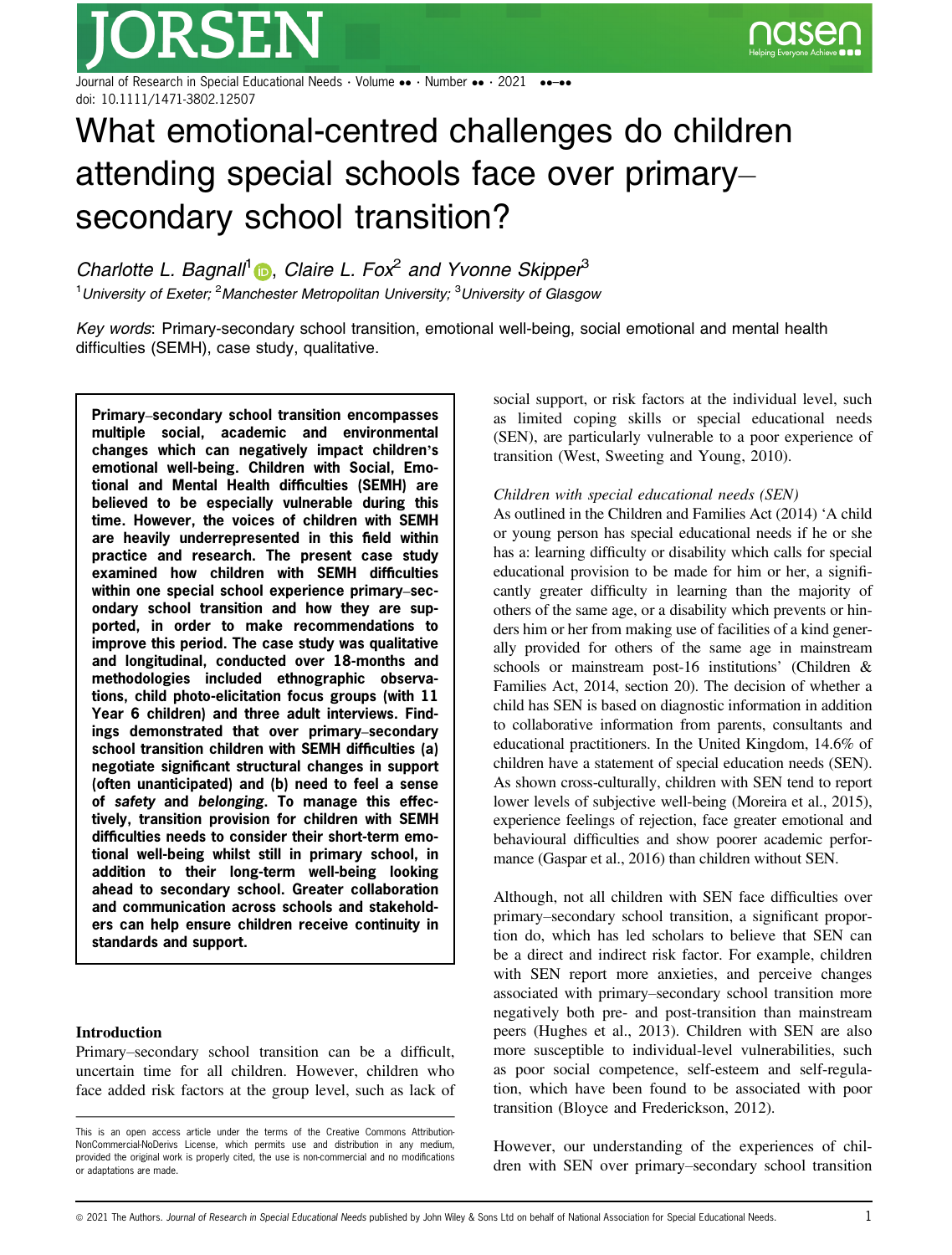# What emotional-centred challenges do children attending special schools face over primary–secondary school transition?

*Charlotte L. Bagnall*[1], *Claire L. Fox*[2] *and Yvonne Skipper*[3]

[1]*University of Exeter;* [2]*Manchester Metropolitan University;* [3]*University of Glasgow*

*Key words*: Primary-secondary school transition, emotional well-being, social emotional and mental health difficulties (SEMH), case study, qualitative.

**Primary–secondary school transition encompasses multiple social, academic and environmental changes which can negatively impact children's emotional well-being. Children with Social, Emotional and Mental Health difficulties (SEMH) are believed to be especially vulnerable during this time. However, the voices of children with SEMH are heavily underrepresented in this field within practice and research. The present case study examined how children with SEMH difficulties within one special school experience primary–secondary school transition and how they are supported, in order to make recommendations to improve this period. The case study was qualitative and longitudinal, conducted over 18-months and methodologies included ethnographic observations, child photo-elicitation focus groups (with 11 Year 6 children) and three adult interviews. Findings demonstrated that over primary–secondary school transition children with SEMH difficulties (a) negotiate significant structural changes in support (often unanticipated) and (b) need to feel a sense of *safety* and *belonging*. To manage this effectively, transition provision for children with SEMH difficulties needs to consider their short-term emotional well-being whilst still in primary school, in addition to their long-term well-being looking ahead to secondary school. Greater collaboration and communication across schools and stakeholders can help ensure children receive continuity in standards and support.**

## Introduction

Primary–secondary school transition can be a difficult, uncertain time for all children. However, children who face added risk factors at the group level, such as lack of social support, or risk factors at the individual level, such as limited coping skills or special educational needs (SEN), are particularly vulnerable to a poor experience of transition (West, Sweeting and Young, 2010).

### *Children with special educational needs (SEN)*

As outlined in the Children and Families Act (2014) 'A child or young person has special educational needs if he or she has a: learning difficulty or disability which calls for special educational provision to be made for him or her, a significantly greater difficulty in learning than the majority of others of the same age, or a disability which prevents or hinders him or her from making use of facilities of a kind generally provided for others of the same age in mainstream schools or mainstream post-16 institutions' (Children & Families Act, 2014, section 20). The decision of whether a child has SEN is based on diagnostic information in addition to collaborative information from parents, consultants and educational practitioners. In the United Kingdom, 14.6% of children have a statement of special education needs (SEN). As shown cross-culturally, children with SEN tend to report lower levels of subjective well-being (Moreira et al., 2015), experience feelings of rejection, face greater emotional and behavioural difficulties and show poorer academic performance (Gaspar et al., 2016) than children without SEN.

Although, not all children with SEN face difficulties over primary–secondary school transition, a significant proportion do, which has led scholars to believe that SEN can be a direct and indirect risk factor. For example, children with SEN report more anxieties, and perceive changes associated with primary–secondary school transition more negatively both pre- and post-transition than mainstream peers (Hughes et al., 2013). Children with SEN are also more susceptible to individual-level vulnerabilities, such as poor social competence, self-esteem and self-regulation, which have been found to be associated with poor transition (Bloyce and Frederickson, 2012).

However, our understanding of the experiences of children with SEN over primary–secondary school transition

This is an open access article under the terms of the Creative Commons Attribution-NonCommercial-NoDerivs License, which permits use and distribution in any medium, provided the original work is properly cited, the use is non-commercial and no modifications or adaptations are made.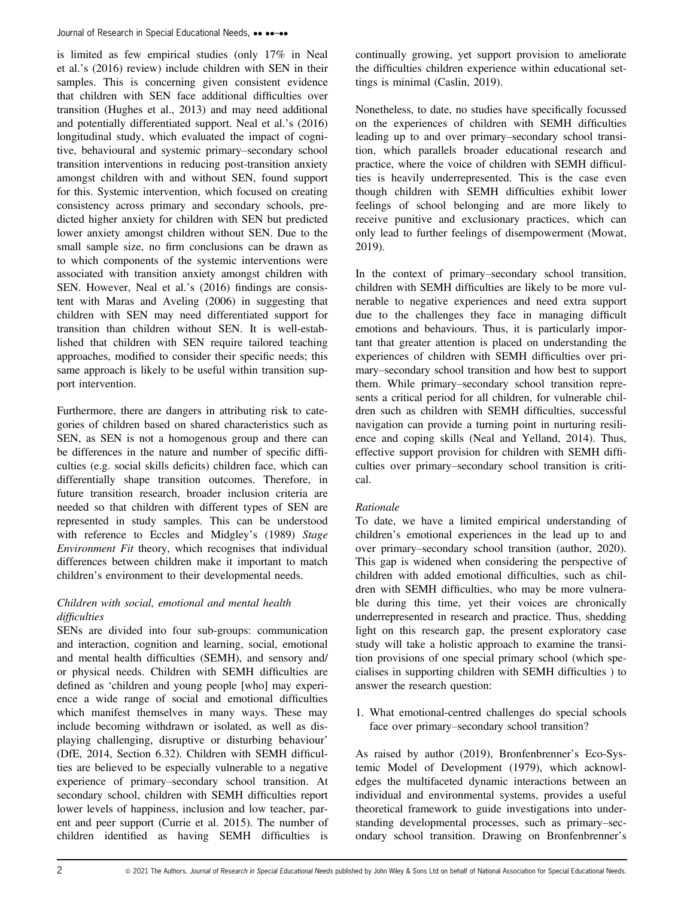is limited as few empirical studies (only 17% in Neal et al.'s (2016) review) include children with SEN in their samples. This is concerning given consistent evidence that children with SEN face additional difficulties over transition (Hughes et al., 2013) and may need additional and potentially differentiated support. Neal et al.'s (2016) longitudinal study, which evaluated the impact of cognitive, behavioural and systemic primary–secondary school transition interventions in reducing post-transition anxiety amongst children with and without SEN, found support for this. Systemic intervention, which focused on creating consistency across primary and secondary schools, predicted higher anxiety for children with SEN but predicted lower anxiety amongst children without SEN. Due to the small sample size, no firm conclusions can be drawn as to which components of the systemic interventions were associated with transition anxiety amongst children with SEN. However, Neal et al.'s (2016) findings are consistent with Maras and Aveling (2006) in suggesting that children with SEN may need differentiated support for transition than children without SEN. It is well-established that children with SEN require tailored teaching approaches, modified to consider their specific needs; this same approach is likely to be useful within transition support intervention.

Furthermore, there are dangers in attributing risk to categories of children based on shared characteristics such as SEN, as SEN is not a homogenous group and there can be differences in the nature and number of specific difficulties (e.g. social skills deficits) children face, which can differentially shape transition outcomes. Therefore, in future transition research, broader inclusion criteria are needed so that children with different types of SEN are represented in study samples. This can be understood with reference to Eccles and Midgley's (1989) *Stage Environment Fit* theory, which recognises that individual differences between children make it important to match children's environment to their developmental needs.

### *Children with social, emotional and mental health difficulties*

SENs are divided into four sub-groups: communication and interaction, cognition and learning, social, emotional and mental health difficulties (SEMH), and sensory and/or physical needs. Children with SEMH difficulties are defined as 'children and young people [who] may experience a wide range of social and emotional difficulties which manifest themselves in many ways. These may include becoming withdrawn or isolated, as well as displaying challenging, disruptive or disturbing behaviour' (DfE, 2014, Section 6.32). Children with SEMH difficulties are believed to be especially vulnerable to a negative experience of primary–secondary school transition. At secondary school, children with SEMH difficulties report lower levels of happiness, inclusion and low teacher, parent and peer support (Currie et al. 2015). The number of children identified as having SEMH difficulties is continually growing, yet support provision to ameliorate the difficulties children experience within educational settings is minimal (Caslin, 2019).

Nonetheless, to date, no studies have specifically focussed on the experiences of children with SEMH difficulties leading up to and over primary–secondary school transition, which parallels broader educational research and practice, where the voice of children with SEMH difficulties is heavily underrepresented. This is the case even though children with SEMH difficulties exhibit lower feelings of school belonging and are more likely to receive punitive and exclusionary practices, which can only lead to further feelings of disempowerment (Mowat, 2019).

In the context of primary–secondary school transition, children with SEMH difficulties are likely to be more vulnerable to negative experiences and need extra support due to the challenges they face in managing difficult emotions and behaviours. Thus, it is particularly important that greater attention is placed on understanding the experiences of children with SEMH difficulties over primary–secondary school transition and how best to support them. While primary–secondary school transition represents a critical period for all children, for vulnerable children such as children with SEMH difficulties, successful navigation can provide a turning point in nurturing resilience and coping skills (Neal and Yelland, 2014). Thus, effective support provision for children with SEMH difficulties over primary–secondary school transition is critical.

### *Rationale*

To date, we have a limited empirical understanding of children's emotional experiences in the lead up to and over primary–secondary school transition (author, 2020). This gap is widened when considering the perspective of children with added emotional difficulties, such as children with SEMH difficulties, who may be more vulnerable during this time, yet their voices are chronically underrepresented in research and practice. Thus, shedding light on this research gap, the present exploratory case study will take a holistic approach to examine the transition provisions of one special primary school (which specialises in supporting children with SEMH difficulties ) to answer the research question:

1. What emotional-centred challenges do special schools face over primary–secondary school transition?

As raised by author (2019), Bronfenbrenner's Eco-Systemic Model of Development (1979), which acknowledges the multifaceted dynamic interactions between an individual and environmental systems, provides a useful theoretical framework to guide investigations into understanding developmental processes, such as primary–secondary school transition. Drawing on Bronfenbrenner's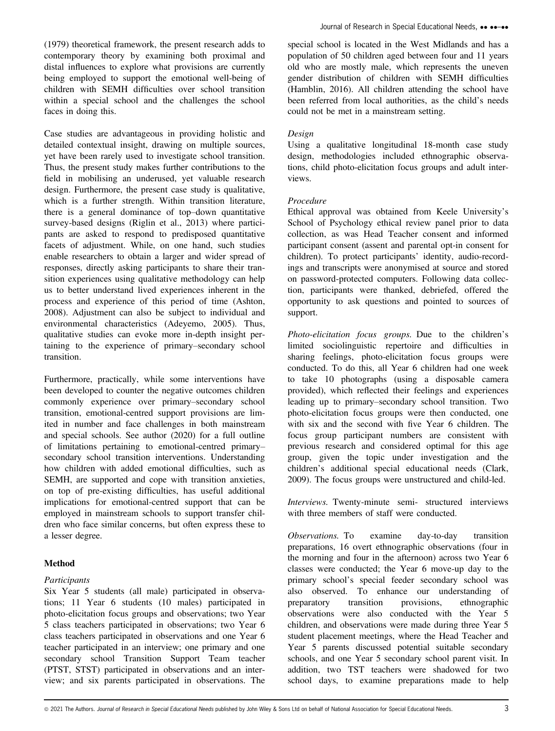(1979) theoretical framework, the present research adds to contemporary theory by examining both proximal and distal influences to explore what provisions are currently being employed to support the emotional well-being of children with SEMH difficulties over school transition within a special school and the challenges the school faces in doing this.

Case studies are advantageous in providing holistic and detailed contextual insight, drawing on multiple sources, yet have been rarely used to investigate school transition. Thus, the present study makes further contributions to the field in mobilising an underused, yet valuable research design. Furthermore, the present case study is qualitative, which is a further strength. Within transition literature, there is a general dominance of top–down quantitative survey-based designs (Riglin et al., 2013) where participants are asked to respond to predisposed quantitative facets of adjustment. While, on one hand, such studies enable researchers to obtain a larger and wider spread of responses, directly asking participants to share their transition experiences using qualitative methodology can help us to better understand lived experiences inherent in the process and experience of this period of time (Ashton, 2008). Adjustment can also be subject to individual and environmental characteristics (Adeyemo, 2005). Thus, qualitative studies can evoke more in-depth insight pertaining to the experience of primary–secondary school transition.

Furthermore, practically, while some interventions have been developed to counter the negative outcomes children commonly experience over primary–secondary school transition, emotional-centred support provisions are limited in number and face challenges in both mainstream and special schools. See author (2020) for a full outline of limitations pertaining to emotional-centred primary–secondary school transition interventions. Understanding how children with added emotional difficulties, such as SEMH, are supported and cope with transition anxieties, on top of pre-existing difficulties, has useful additional implications for emotional-centred support that can be employed in mainstream schools to support transfer children who face similar concerns, but often express these to a lesser degree.

## Method

### Participants

Six Year 5 students (all male) participated in observations; 11 Year 6 students (10 males) participated in photo-elicitation focus groups and observations; two Year 5 class teachers participated in observations; two Year 6 class teachers participated in observations and one Year 6 teacher participated in an interview; one primary and one secondary school Transition Support Team teacher (PTST, STST) participated in observations and an interview; and six parents participated in observations. The special school is located in the West Midlands and has a population of 50 children aged between four and 11 years old who are mostly male, which represents the uneven gender distribution of children with SEMH difficulties (Hamblin, 2016). All children attending the school have been referred from local authorities, as the child's needs could not be met in a mainstream setting.

### Design

Using a qualitative longitudinal 18-month case study design, methodologies included ethnographic observations, child photo-elicitation focus groups and adult interviews.

### Procedure

Ethical approval was obtained from Keele University's School of Psychology ethical review panel prior to data collection, as was Head Teacher consent and informed participant consent (assent and parental opt-in consent for children). To protect participants' identity, audio-recordings and transcripts were anonymised at source and stored on password-protected computers. Following data collection, participants were thanked, debriefed, offered the opportunity to ask questions and pointed to sources of support.

*Photo-elicitation focus groups.* Due to the children's limited sociolinguistic repertoire and difficulties in sharing feelings, photo-elicitation focus groups were conducted. To do this, all Year 6 children had one week to take 10 photographs (using a disposable camera provided), which reflected their feelings and experiences leading up to primary–secondary school transition. Two photo-elicitation focus groups were then conducted, one with six and the second with five Year 6 children. The focus group participant numbers are consistent with previous research and considered optimal for this age group, given the topic under investigation and the children's additional special educational needs (Clark, 2009). The focus groups were unstructured and child-led.

*Interviews.* Twenty-minute semi- structured interviews with three members of staff were conducted.

*Observations.* To examine day-to-day transition preparations, 16 overt ethnographic observations (four in the morning and four in the afternoon) across two Year 6 classes were conducted; the Year 6 move-up day to the primary school's special feeder secondary school was also observed. To enhance our understanding of preparatory transition provisions, ethnographic observations were also conducted with the Year 5 children, and observations were made during three Year 5 student placement meetings, where the Head Teacher and Year 5 parents discussed potential suitable secondary schools, and one Year 5 secondary school parent visit. In addition, two TST teachers were shadowed for two school days, to examine preparations made to help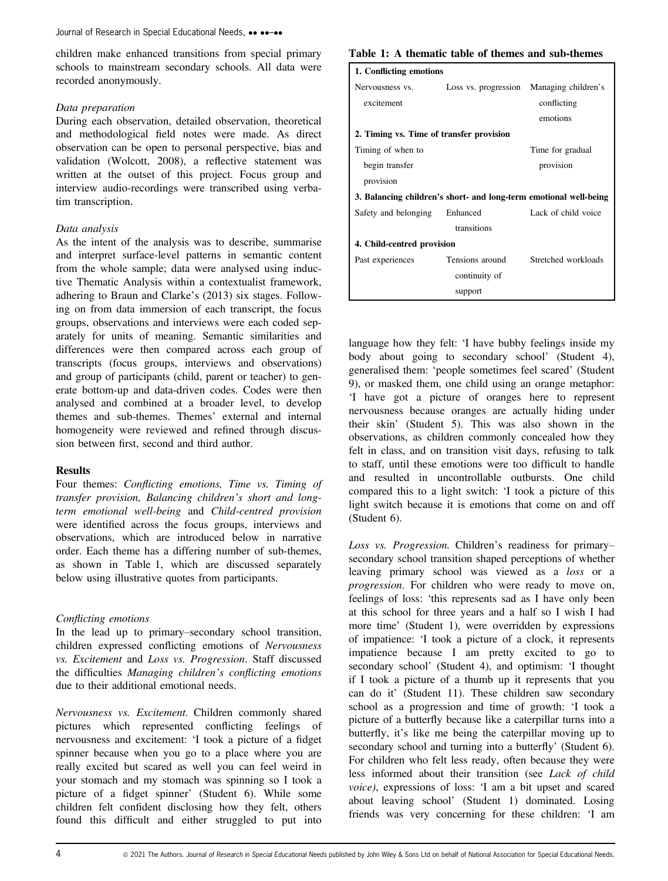children make enhanced transitions from special primary schools to mainstream secondary schools. All data were recorded anonymously.

*Data preparation*

During each observation, detailed observation, theoretical and methodological field notes were made. As direct observation can be open to personal perspective, bias and validation (Wolcott, 2008), a reflective statement was written at the outset of this project. Focus group and interview audio-recordings were transcribed using verbatim transcription.

*Data analysis*

As the intent of the analysis was to describe, summarise and interpret surface-level patterns in semantic content from the whole sample; data were analysed using inductive Thematic Analysis within a contextualist framework, adhering to Braun and Clarke's (2013) six stages. Following on from data immersion of each transcript, the focus groups, observations and interviews were each coded separately for units of meaning. Semantic similarities and differences were then compared across each group of transcripts (focus groups, interviews and observations) and group of participants (child, parent or teacher) to generate bottom-up and data-driven codes. Codes were then analysed and combined at a broader level, to develop themes and sub-themes. Themes' external and internal homogeneity were reviewed and refined through discussion between first, second and third author.

## Results

Four themes: *Conflicting emotions, Time vs. Timing of transfer provision, Balancing children's short and long-term emotional well-being* and *Child-centred provision* were identified across the focus groups, interviews and observations, which are introduced below in narrative order. Each theme has a differing number of sub-themes, as shown in Table 1, which are discussed separately below using illustrative quotes from participants.

**Table 1: A thematic table of themes and sub-themes**

| **1. Conflicting emotions** | | |
|---|---|---|
| Nervousness vs. excitement | Loss vs. progression | Managing children's conflicting emotions |
| **2. Timing vs. Time of transfer provision** | | |
| Timing of when to begin transfer provision | | Time for gradual provision |
| **3. Balancing children's short- and long-term emotional well-being** | | |
| Safety and belonging | Enhanced transitions | Lack of child voice |
| **4. Child-centred provision** | | |
| Past experiences | Tensions around continuity of support | Stretched workloads |

*Conflicting emotions*

In the lead up to primary–secondary school transition, children expressed conflicting emotions of *Nervousness vs. Excitement* and *Loss vs. Progression*. Staff discussed the difficulties *Managing children's conflicting emotions* due to their additional emotional needs.

*Nervousness vs. Excitement.* Children commonly shared pictures which represented conflicting feelings of nervousness and excitement: 'I took a picture of a fidget spinner because when you go to a place where you are really excited but scared as well you can feel weird in your stomach and my stomach was spinning so I took a picture of a fidget spinner' (Student 6). While some children felt confident disclosing how they felt, others found this difficult and either struggled to put into language how they felt: 'I have bubby feelings inside my body about going to secondary school' (Student 4), generalised them: 'people sometimes feel scared' (Student 9), or masked them, one child using an orange metaphor: 'I have got a picture of oranges here to represent nervousness because oranges are actually hiding under their skin' (Student 5). This was also shown in the observations, as children commonly concealed how they felt in class, and on transition visit days, refusing to talk to staff, until these emotions were too difficult to handle and resulted in uncontrollable outbursts. One child compared this to a light switch: 'I took a picture of this light switch because it is emotions that come on and off (Student 6).

*Loss vs. Progression.* Children's readiness for primary–secondary school transition shaped perceptions of whether leaving primary school was viewed as a *loss* or a *progression*. For children who were ready to move on, feelings of loss: 'this represents sad as I have only been at this school for three years and a half so I wish I had more time' (Student 1), were overridden by expressions of impatience: 'I took a picture of a clock, it represents impatience because I am pretty excited to go to secondary school' (Student 4), and optimism: 'I thought if I took a picture of a thumb up it represents that you can do it' (Student 11). These children saw secondary school as a progression and time of growth: 'I took a picture of a butterfly because like a caterpillar turns into a butterfly, it's like me being the caterpillar moving up to secondary school and turning into a butterfly' (Student 6). For children who felt less ready, often because they were less informed about their transition (see *Lack of child voice)*, expressions of loss: 'I am a bit upset and scared about leaving school' (Student 1) dominated. Losing friends was very concerning for these children: 'I am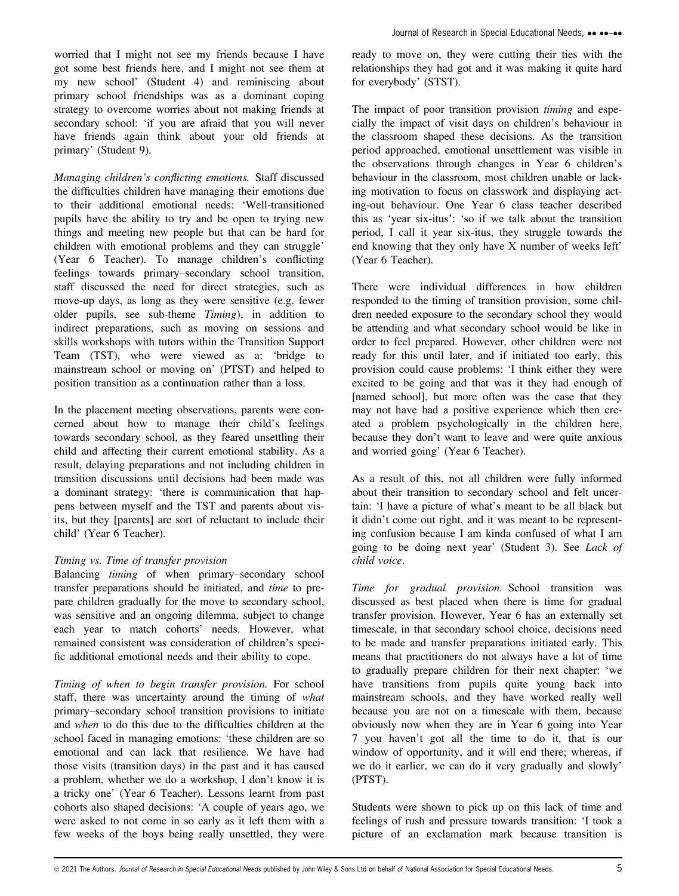worried that I might not see my friends because I have got some best friends here, and I might not see them at my new school' (Student 4) and reminiscing about primary school friendships was as a dominant coping strategy to overcome worries about not making friends at secondary school: 'if you are afraid that you will never have friends again think about your old friends at primary' (Student 9).

*Managing children's conflicting emotions.* Staff discussed the difficulties children have managing their emotions due to their additional emotional needs: 'Well-transitioned pupils have the ability to try and be open to trying new things and meeting new people but that can be hard for children with emotional problems and they can struggle' (Year 6 Teacher). To manage children's conflicting feelings towards primary–secondary school transition, staff discussed the need for direct strategies, such as move-up days, as long as they were sensitive (e.g. fewer older pupils, see sub-theme *Timing*), in addition to indirect preparations, such as moving on sessions and skills workshops with tutors within the Transition Support Team (TST), who were viewed as a: 'bridge to mainstream school or moving on' (PTST) and helped to position transition as a continuation rather than a loss.

In the placement meeting observations, parents were concerned about how to manage their child's feelings towards secondary school, as they feared unsettling their child and affecting their current emotional stability. As a result, delaying preparations and not including children in transition discussions until decisions had been made was a dominant strategy: 'there is communication that happens between myself and the TST and parents about visits, but they [parents] are sort of reluctant to include their child' (Year 6 Teacher).

### *Timing vs. Time of transfer provision*

Balancing *timing* of when primary–secondary school transfer preparations should be initiated, and *time* to prepare children gradually for the move to secondary school, was sensitive and an ongoing dilemma, subject to change each year to match cohorts' needs. However, what remained consistent was consideration of children's specific additional emotional needs and their ability to cope.

*Timing of when to begin transfer provision.* For school staff, there was uncertainty around the timing of *what* primary–secondary school transition provisions to initiate and *when* to do this due to the difficulties children at the school faced in managing emotions: 'these children are so emotional and can lack that resilience. We have had those visits (transition days) in the past and it has caused a problem, whether we do a workshop, I don't know it is a tricky one' (Year 6 Teacher). Lessons learnt from past cohorts also shaped decisions: 'A couple of years ago, we were asked to not come in so early as it left them with a few weeks of the boys being really unsettled, they were ready to move on, they were cutting their ties with the relationships they had got and it was making it quite hard for everybody' (STST).

The impact of poor transition provision *timing* and especially the impact of visit days on children's behaviour in the classroom shaped these decisions. As the transition period approached, emotional unsettlement was visible in the observations through changes in Year 6 children's behaviour in the classroom, most children unable or lacking motivation to focus on classwork and displaying acting-out behaviour. One Year 6 class teacher described this as 'year six-itus': 'so if we talk about the transition period, I call it year six-itus, they struggle towards the end knowing that they only have X number of weeks left' (Year 6 Teacher).

There were individual differences in how children responded to the timing of transition provision, some children needed exposure to the secondary school they would be attending and what secondary school would be like in order to feel prepared. However, other children were not ready for this until later, and if initiated too early, this provision could cause problems: 'I think either they were excited to be going and that was it they had enough of [named school], but more often was the case that they may not have had a positive experience which then created a problem psychologically in the children here, because they don't want to leave and were quite anxious and worried going' (Year 6 Teacher).

As a result of this, not all children were fully informed about their transition to secondary school and felt uncertain: 'I have a picture of what's meant to be all black but it didn't come out right, and it was meant to be representing confusion because I am kinda confused of what I am going to be doing next year' (Student 3). See *Lack of child voice*.

*Time for gradual provision.* School transition was discussed as best placed when there is time for gradual transfer provision. However, Year 6 has an externally set timescale, in that secondary school choice, decisions need to be made and transfer preparations initiated early. This means that practitioners do not always have a lot of time to gradually prepare children for their next chapter: 'we have transitions from pupils quite young back into mainstream schools, and they have worked really well because you are not on a timescale with them, because obviously now when they are in Year 6 going into Year 7 you haven't got all the time to do it, that is our window of opportunity, and it will end there; whereas, if we do it earlier, we can do it very gradually and slowly' (PTST).

Students were shown to pick up on this lack of time and feelings of rush and pressure towards transition: 'I took a picture of an exclamation mark because transition is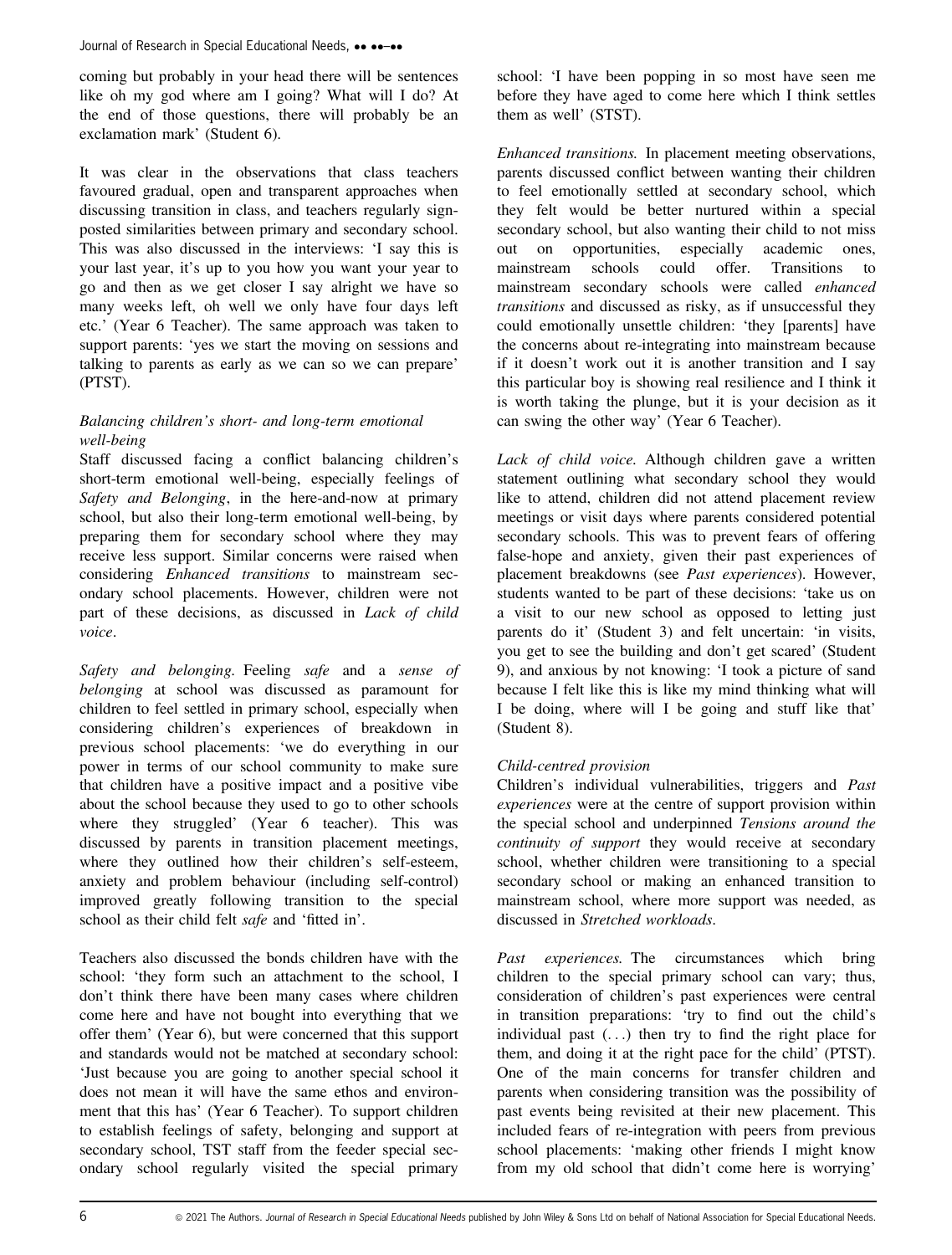coming but probably in your head there will be sentences like oh my god where am I going? What will I do? At the end of those questions, there will probably be an exclamation mark' (Student 6).

It was clear in the observations that class teachers favoured gradual, open and transparent approaches when discussing transition in class, and teachers regularly signposted similarities between primary and secondary school. This was also discussed in the interviews: 'I say this is your last year, it's up to you how you want your year to go and then as we get closer I say alright we have so many weeks left, oh well we only have four days left etc.' (Year 6 Teacher). The same approach was taken to support parents: 'yes we start the moving on sessions and talking to parents as early as we can so we can prepare' (PTST).

### *Balancing children's short- and long-term emotional well-being*

Staff discussed facing a conflict balancing children's short-term emotional well-being, especially feelings of *Safety and Belonging*, in the here-and-now at primary school, but also their long-term emotional well-being, by preparing them for secondary school where they may receive less support. Similar concerns were raised when considering *Enhanced transitions* to mainstream secondary school placements. However, children were not part of these decisions, as discussed in *Lack of child voice*.

*Safety and belonging.* Feeling *safe* and a *sense of belonging* at school was discussed as paramount for children to feel settled in primary school, especially when considering children's experiences of breakdown in previous school placements: 'we do everything in our power in terms of our school community to make sure that children have a positive impact and a positive vibe about the school because they used to go to other schools where they struggled' (Year 6 teacher). This was discussed by parents in transition placement meetings, where they outlined how their children's self-esteem, anxiety and problem behaviour (including self-control) improved greatly following transition to the special school as their child felt *safe* and 'fitted in'.

Teachers also discussed the bonds children have with the school: 'they form such an attachment to the school, I don't think there have been many cases where children come here and have not bought into everything that we offer them' (Year 6), but were concerned that this support and standards would not be matched at secondary school: 'Just because you are going to another special school it does not mean it will have the same ethos and environment that this has' (Year 6 Teacher). To support children to establish feelings of safety, belonging and support at secondary school, TST staff from the feeder special secondary school regularly visited the special primary school: 'I have been popping in so most have seen me before they have aged to come here which I think settles them as well' (STST).

*Enhanced transitions.* In placement meeting observations, parents discussed conflict between wanting their children to feel emotionally settled at secondary school, which they felt would be better nurtured within a special secondary school, but also wanting their child to not miss out on opportunities, especially academic ones, mainstream schools could offer. Transitions to mainstream secondary schools were called *enhanced transitions* and discussed as risky, as if unsuccessful they could emotionally unsettle children: 'they [parents] have the concerns about re-integrating into mainstream because if it doesn't work out it is another transition and I say this particular boy is showing real resilience and I think it is worth taking the plunge, but it is your decision as it can swing the other way' (Year 6 Teacher).

*Lack of child voice.* Although children gave a written statement outlining what secondary school they would like to attend, children did not attend placement review meetings or visit days where parents considered potential secondary schools. This was to prevent fears of offering false-hope and anxiety, given their past experiences of placement breakdowns (see *Past experiences*). However, students wanted to be part of these decisions: 'take us on a visit to our new school as opposed to letting just parents do it' (Student 3) and felt uncertain: 'in visits, you get to see the building and don't get scared' (Student 9), and anxious by not knowing: 'I took a picture of sand because I felt like this is like my mind thinking what will I be doing, where will I be going and stuff like that' (Student 8).

### *Child-centred provision*

Children's individual vulnerabilities, triggers and *Past experiences* were at the centre of support provision within the special school and underpinned *Tensions around the continuity of support* they would receive at secondary school, whether children were transitioning to a special secondary school or making an enhanced transition to mainstream school, where more support was needed, as discussed in *Stretched workloads*.

*Past experiences.* The circumstances which bring children to the special primary school can vary; thus, consideration of children's past experiences were central in transition preparations: 'try to find out the child's individual past (. . .) then try to find the right place for them, and doing it at the right pace for the child' (PTST). One of the main concerns for transfer children and parents when considering transition was the possibility of past events being revisited at their new placement. This included fears of re-integration with peers from previous school placements: 'making other friends I might know from my old school that didn't come here is worrying'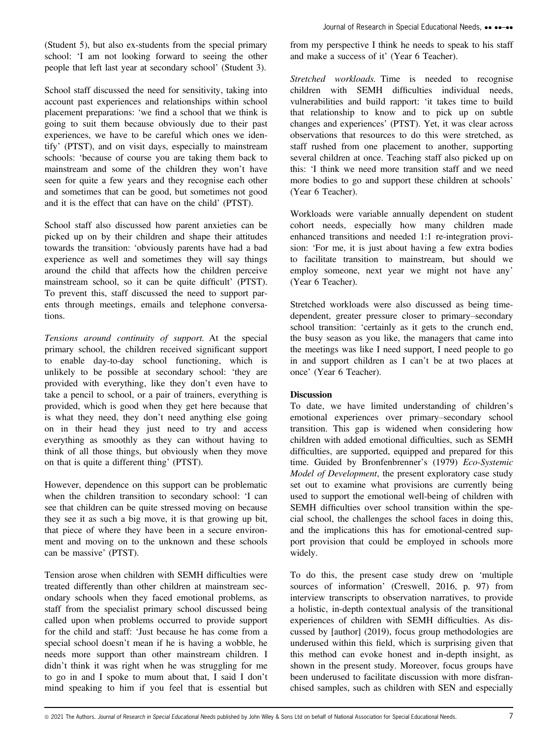(Student 5), but also ex-students from the special primary school: 'I am not looking forward to seeing the other people that left last year at secondary school' (Student 3).

School staff discussed the need for sensitivity, taking into account past experiences and relationships within school placement preparations: 'we find a school that we think is going to suit them because obviously due to their past experiences, we have to be careful which ones we identify' (PTST), and on visit days, especially to mainstream schools: 'because of course you are taking them back to mainstream and some of the children they won't have seen for quite a few years and they recognise each other and sometimes that can be good, but sometimes not good and it is the effect that can have on the child' (PTST).

School staff also discussed how parent anxieties can be picked up on by their children and shape their attitudes towards the transition: 'obviously parents have had a bad experience as well and sometimes they will say things around the child that affects how the children perceive mainstream school, so it can be quite difficult' (PTST). To prevent this, staff discussed the need to support parents through meetings, emails and telephone conversations.

*Tensions around continuity of support.* At the special primary school, the children received significant support to enable day-to-day school functioning, which is unlikely to be possible at secondary school: 'they are provided with everything, like they don't even have to take a pencil to school, or a pair of trainers, everything is provided, which is good when they get here because that is what they need, they don't need anything else going on in their head they just need to try and access everything as smoothly as they can without having to think of all those things, but obviously when they move on that is quite a different thing' (PTST).

However, dependence on this support can be problematic when the children transition to secondary school: 'I can see that children can be quite stressed moving on because they see it as such a big move, it is that growing up bit, that piece of where they have been in a secure environment and moving on to the unknown and these schools can be massive' (PTST).

Tension arose when children with SEMH difficulties were treated differently than other children at mainstream secondary schools when they faced emotional problems, as staff from the specialist primary school discussed being called upon when problems occurred to provide support for the child and staff: 'Just because he has come from a special school doesn't mean if he is having a wobble, he needs more support than other mainstream children. I didn't think it was right when he was struggling for me to go in and I spoke to mum about that, I said I don't mind speaking to him if you feel that is essential but from my perspective I think he needs to speak to his staff and make a success of it' (Year 6 Teacher).

*Stretched workloads.* Time is needed to recognise children with SEMH difficulties individual needs, vulnerabilities and build rapport: 'it takes time to build that relationship to know and to pick up on subtle changes and experiences' (PTST). Yet, it was clear across observations that resources to do this were stretched, as staff rushed from one placement to another, supporting several children at once. Teaching staff also picked up on this: 'I think we need more transition staff and we need more bodies to go and support these children at schools' (Year 6 Teacher).

Workloads were variable annually dependent on student cohort needs, especially how many children made enhanced transitions and needed 1:1 re-integration provision: 'For me, it is just about having a few extra bodies to facilitate transition to mainstream, but should we employ someone, next year we might not have any' (Year 6 Teacher).

Stretched workloads were also discussed as being time-dependent, greater pressure closer to primary–secondary school transition: 'certainly as it gets to the crunch end, the busy season as you like, the managers that came into the meetings was like I need support, I need people to go in and support children as I can't be at two places at once' (Year 6 Teacher).

## Discussion

To date, we have limited understanding of children's emotional experiences over primary–secondary school transition. This gap is widened when considering how children with added emotional difficulties, such as SEMH difficulties, are supported, equipped and prepared for this time. Guided by Bronfenbrenner's (1979) *Eco-Systemic Model of Development*, the present exploratory case study set out to examine what provisions are currently being used to support the emotional well-being of children with SEMH difficulties over school transition within the special school, the challenges the school faces in doing this, and the implications this has for emotional-centred support provision that could be employed in schools more widely.

To do this, the present case study drew on 'multiple sources of information' (Creswell, 2016, p. 97) from interview transcripts to observation narratives, to provide a holistic, in-depth contextual analysis of the transitional experiences of children with SEMH difficulties. As discussed by [author] (2019), focus group methodologies are underused within this field, which is surprising given that this method can evoke honest and in-depth insight, as shown in the present study. Moreover, focus groups have been underused to facilitate discussion with more disfranchised samples, such as children with SEN and especially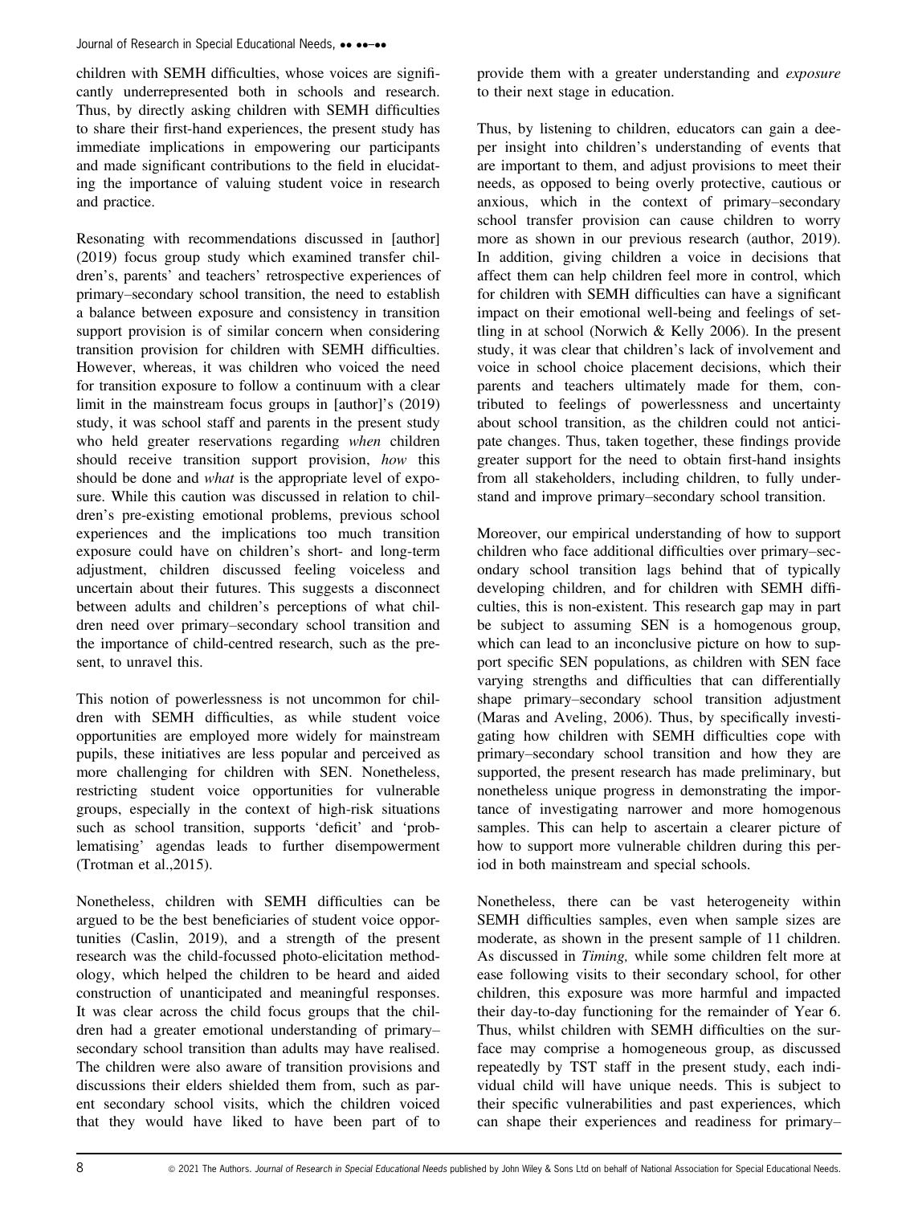children with SEMH difficulties, whose voices are significantly underrepresented both in schools and research. Thus, by directly asking children with SEMH difficulties to share their first-hand experiences, the present study has immediate implications in empowering our participants and made significant contributions to the field in elucidating the importance of valuing student voice in research and practice.

Resonating with recommendations discussed in [author] (2019) focus group study which examined transfer children's, parents' and teachers' retrospective experiences of primary–secondary school transition, the need to establish a balance between exposure and consistency in transition support provision is of similar concern when considering transition provision for children with SEMH difficulties. However, whereas, it was children who voiced the need for transition exposure to follow a continuum with a clear limit in the mainstream focus groups in [author]'s (2019) study, it was school staff and parents in the present study who held greater reservations regarding *when* children should receive transition support provision, *how* this should be done and *what* is the appropriate level of exposure. While this caution was discussed in relation to children's pre-existing emotional problems, previous school experiences and the implications too much transition exposure could have on children's short- and long-term adjustment, children discussed feeling voiceless and uncertain about their futures. This suggests a disconnect between adults and children's perceptions of what children need over primary–secondary school transition and the importance of child-centred research, such as the present, to unravel this.

This notion of powerlessness is not uncommon for children with SEMH difficulties, as while student voice opportunities are employed more widely for mainstream pupils, these initiatives are less popular and perceived as more challenging for children with SEN. Nonetheless, restricting student voice opportunities for vulnerable groups, especially in the context of high-risk situations such as school transition, supports 'deficit' and 'problematising' agendas leads to further disempowerment (Trotman et al.,2015).

Nonetheless, children with SEMH difficulties can be argued to be the best beneficiaries of student voice opportunities (Caslin, 2019), and a strength of the present research was the child-focussed photo-elicitation methodology, which helped the children to be heard and aided construction of unanticipated and meaningful responses. It was clear across the child focus groups that the children had a greater emotional understanding of primary–secondary school transition than adults may have realised. The children were also aware of transition provisions and discussions their elders shielded them from, such as parent secondary school visits, which the children voiced that they would have liked to have been part of to provide them with a greater understanding and *exposure* to their next stage in education.

Thus, by listening to children, educators can gain a deeper insight into children's understanding of events that are important to them, and adjust provisions to meet their needs, as opposed to being overly protective, cautious or anxious, which in the context of primary–secondary school transfer provision can cause children to worry more as shown in our previous research (author, 2019). In addition, giving children a voice in decisions that affect them can help children feel more in control, which for children with SEMH difficulties can have a significant impact on their emotional well-being and feelings of settling in at school (Norwich & Kelly 2006). In the present study, it was clear that children's lack of involvement and voice in school choice placement decisions, which their parents and teachers ultimately made for them, contributed to feelings of powerlessness and uncertainty about school transition, as the children could not anticipate changes. Thus, taken together, these findings provide greater support for the need to obtain first-hand insights from all stakeholders, including children, to fully understand and improve primary–secondary school transition.

Moreover, our empirical understanding of how to support children who face additional difficulties over primary–secondary school transition lags behind that of typically developing children, and for children with SEMH difficulties, this is non-existent. This research gap may in part be subject to assuming SEN is a homogenous group, which can lead to an inconclusive picture on how to support specific SEN populations, as children with SEN face varying strengths and difficulties that can differentially shape primary–secondary school transition adjustment (Maras and Aveling, 2006). Thus, by specifically investigating how children with SEMH difficulties cope with primary–secondary school transition and how they are supported, the present research has made preliminary, but nonetheless unique progress in demonstrating the importance of investigating narrower and more homogenous samples. This can help to ascertain a clearer picture of how to support more vulnerable children during this period in both mainstream and special schools.

Nonetheless, there can be vast heterogeneity within SEMH difficulties samples, even when sample sizes are moderate, as shown in the present sample of 11 children. As discussed in *Timing,* while some children felt more at ease following visits to their secondary school, for other children, this exposure was more harmful and impacted their day-to-day functioning for the remainder of Year 6. Thus, whilst children with SEMH difficulties on the surface may comprise a homogeneous group, as discussed repeatedly by TST staff in the present study, each individual child will have unique needs. This is subject to their specific vulnerabilities and past experiences, which can shape their experiences and readiness for primary–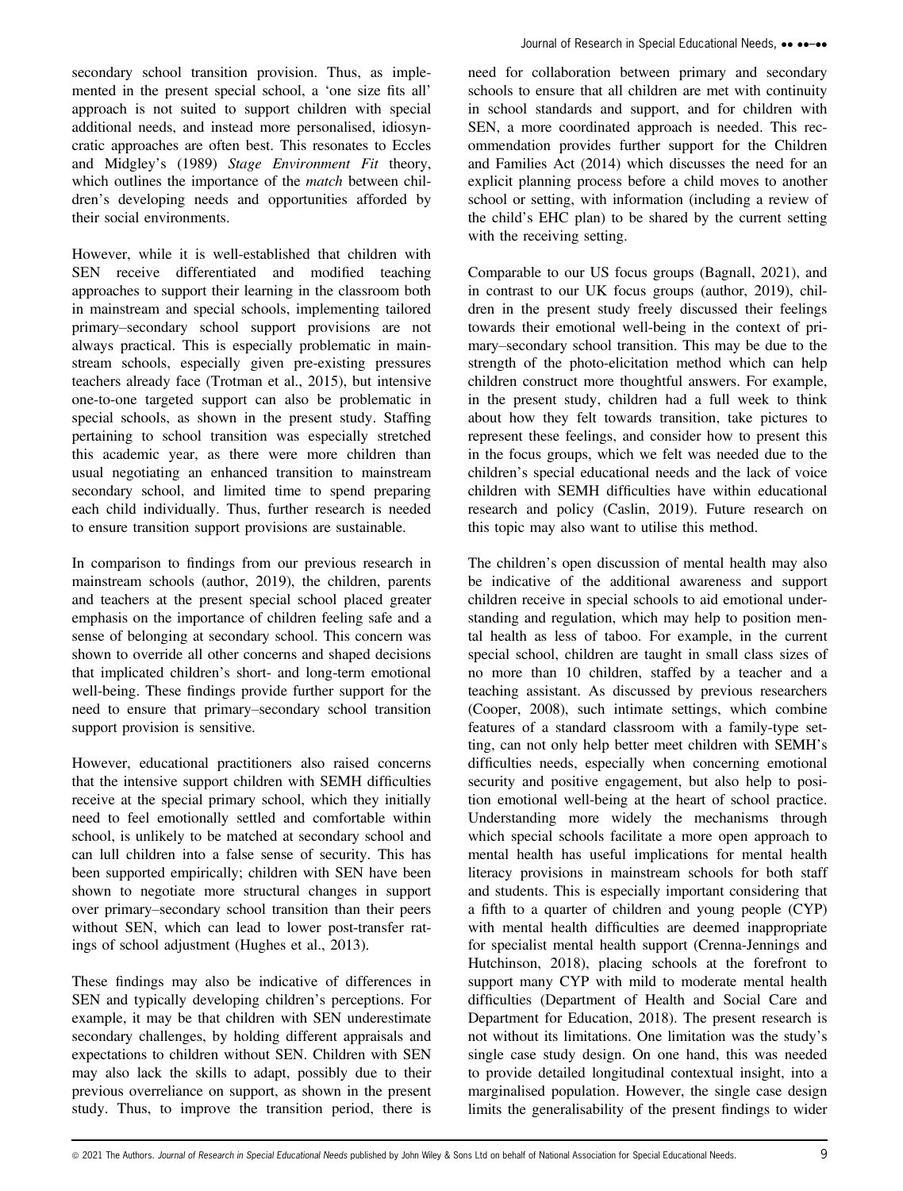secondary school transition provision. Thus, as implemented in the present special school, a 'one size fits all' approach is not suited to support children with special additional needs, and instead more personalised, idiosyncratic approaches are often best. This resonates to Eccles and Midgley's (1989) *Stage Environment Fit* theory, which outlines the importance of the *match* between children's developing needs and opportunities afforded by their social environments.

However, while it is well-established that children with SEN receive differentiated and modified teaching approaches to support their learning in the classroom both in mainstream and special schools, implementing tailored primary–secondary school support provisions are not always practical. This is especially problematic in mainstream schools, especially given pre-existing pressures teachers already face (Trotman et al., 2015), but intensive one-to-one targeted support can also be problematic in special schools, as shown in the present study. Staffing pertaining to school transition was especially stretched this academic year, as there were more children than usual negotiating an enhanced transition to mainstream secondary school, and limited time to spend preparing each child individually. Thus, further research is needed to ensure transition support provisions are sustainable.

In comparison to findings from our previous research in mainstream schools (author, 2019), the children, parents and teachers at the present special school placed greater emphasis on the importance of children feeling safe and a sense of belonging at secondary school. This concern was shown to override all other concerns and shaped decisions that implicated children's short- and long-term emotional well-being. These findings provide further support for the need to ensure that primary–secondary school transition support provision is sensitive.

However, educational practitioners also raised concerns that the intensive support children with SEMH difficulties receive at the special primary school, which they initially need to feel emotionally settled and comfortable within school, is unlikely to be matched at secondary school and can lull children into a false sense of security. This has been supported empirically; children with SEN have been shown to negotiate more structural changes in support over primary–secondary school transition than their peers without SEN, which can lead to lower post-transfer ratings of school adjustment (Hughes et al., 2013).

These findings may also be indicative of differences in SEN and typically developing children's perceptions. For example, it may be that children with SEN underestimate secondary challenges, by holding different appraisals and expectations to children without SEN. Children with SEN may also lack the skills to adapt, possibly due to their previous overreliance on support, as shown in the present study. Thus, to improve the transition period, there is need for collaboration between primary and secondary schools to ensure that all children are met with continuity in school standards and support, and for children with SEN, a more coordinated approach is needed. This recommendation provides further support for the Children and Families Act (2014) which discusses the need for an explicit planning process before a child moves to another school or setting, with information (including a review of the child's EHC plan) to be shared by the current setting with the receiving setting.

Comparable to our US focus groups (Bagnall, 2021), and in contrast to our UK focus groups (author, 2019), children in the present study freely discussed their feelings towards their emotional well-being in the context of primary–secondary school transition. This may be due to the strength of the photo-elicitation method which can help children construct more thoughtful answers. For example, in the present study, children had a full week to think about how they felt towards transition, take pictures to represent these feelings, and consider how to present this in the focus groups, which we felt was needed due to the children's special educational needs and the lack of voice children with SEMH difficulties have within educational research and policy (Caslin, 2019). Future research on this topic may also want to utilise this method.

The children's open discussion of mental health may also be indicative of the additional awareness and support children receive in special schools to aid emotional understanding and regulation, which may help to position mental health as less of taboo. For example, in the current special school, children are taught in small class sizes of no more than 10 children, staffed by a teacher and a teaching assistant. As discussed by previous researchers (Cooper, 2008), such intimate settings, which combine features of a standard classroom with a family-type setting, can not only help better meet children with SEMH's difficulties needs, especially when concerning emotional security and positive engagement, but also help to position emotional well-being at the heart of school practice. Understanding more widely the mechanisms through which special schools facilitate a more open approach to mental health has useful implications for mental health literacy provisions in mainstream schools for both staff and students. This is especially important considering that a fifth to a quarter of children and young people (CYP) with mental health difficulties are deemed inappropriate for specialist mental health support (Crenna-Jennings and Hutchinson, 2018), placing schools at the forefront to support many CYP with mild to moderate mental health difficulties (Department of Health and Social Care and Department for Education, 2018). The present research is not without its limitations. One limitation was the study's single case study design. On one hand, this was needed to provide detailed longitudinal contextual insight, into a marginalised population. However, the single case design limits the generalisability of the present findings to wider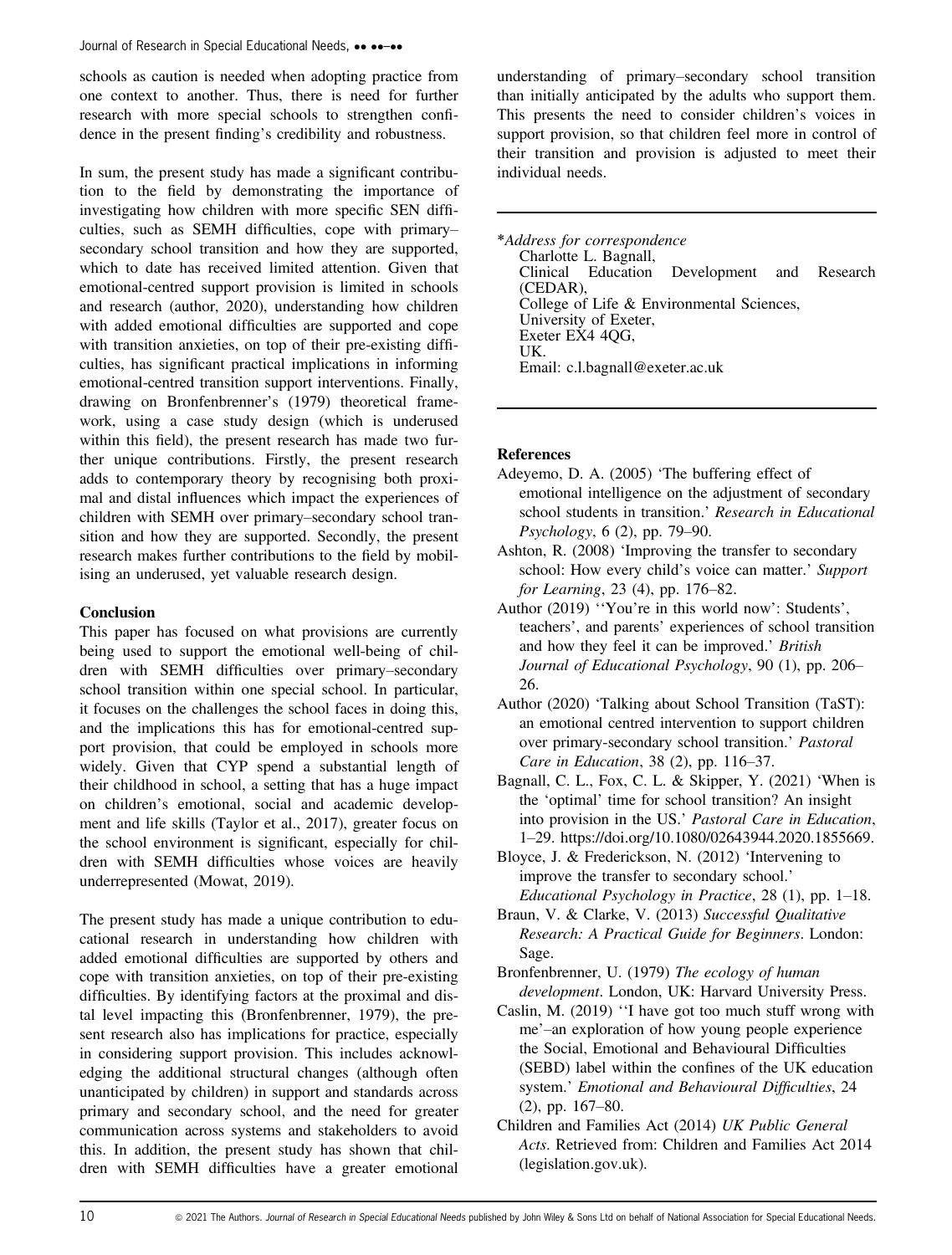schools as caution is needed when adopting practice from one context to another. Thus, there is need for further research with more special schools to strengthen confidence in the present finding's credibility and robustness.

In sum, the present study has made a significant contribution to the field by demonstrating the importance of investigating how children with more specific SEN difficulties, such as SEMH difficulties, cope with primary–secondary school transition and how they are supported, which to date has received limited attention. Given that emotional-centred support provision is limited in schools and research (author, 2020), understanding how children with added emotional difficulties are supported and cope with transition anxieties, on top of their pre-existing difficulties, has significant practical implications in informing emotional-centred transition support interventions. Finally, drawing on Bronfenbrenner's (1979) theoretical framework, using a case study design (which is underused within this field), the present research has made two further unique contributions. Firstly, the present research adds to contemporary theory by recognising both proximal and distal influences which impact the experiences of children with SEMH over primary–secondary school transition and how they are supported. Secondly, the present research makes further contributions to the field by mobilising an underused, yet valuable research design.

## Conclusion

This paper has focused on what provisions are currently being used to support the emotional well-being of children with SEMH difficulties over primary–secondary school transition within one special school. In particular, it focuses on the challenges the school faces in doing this, and the implications this has for emotional-centred support provision, that could be employed in schools more widely. Given that CYP spend a substantial length of their childhood in school, a setting that has a huge impact on children's emotional, social and academic development and life skills (Taylor et al., 2017), greater focus on the school environment is significant, especially for children with SEMH difficulties whose voices are heavily underrepresented (Mowat, 2019).

The present study has made a unique contribution to educational research in understanding how children with added emotional difficulties are supported by others and cope with transition anxieties, on top of their pre-existing difficulties. By identifying factors at the proximal and distal level impacting this (Bronfenbrenner, 1979), the present research also has implications for practice, especially in considering support provision. This includes acknowledging the additional structural changes (although often unanticipated by children) in support and standards across primary and secondary school, and the need for greater communication across systems and stakeholders to avoid this. In addition, the present study has shown that children with SEMH difficulties have a greater emotional understanding of primary–secondary school transition than initially anticipated by the adults who support them. This presents the need to consider children's voices in support provision, so that children feel more in control of their transition and provision is adjusted to meet their individual needs.

---

**Address for correspondence*
Charlotte L. Bagnall,
Clinical Education Development and Research (CEDAR),
College of Life & Environmental Sciences,
University of Exeter,
Exeter EX4 4QG,
UK.
Email: c.l.bagnall@exeter.ac.uk

---

## References

Adeyemo, D. A. (2005) 'The buffering effect of emotional intelligence on the adjustment of secondary school students in transition.' *Research in Educational Psychology*, 6 (2), pp. 79–90.

Ashton, R. (2008) 'Improving the transfer to secondary school: How every child's voice can matter.' *Support for Learning*, 23 (4), pp. 176–82.

Author (2019) ''You're in this world now': Students', teachers', and parents' experiences of school transition and how they feel it can be improved.' *British Journal of Educational Psychology*, 90 (1), pp. 206–26.

Author (2020) 'Talking about School Transition (TaST): an emotional centred intervention to support children over primary-secondary school transition.' *Pastoral Care in Education*, 38 (2), pp. 116–37.

Bagnall, C. L., Fox, C. L. & Skipper, Y. (2021) 'When is the 'optimal' time for school transition? An insight into provision in the US.' *Pastoral Care in Education*, 1–29. https://doi.org/10.1080/02643944.2020.1855669.

Bloyce, J. & Frederickson, N. (2012) 'Intervening to improve the transfer to secondary school.' *Educational Psychology in Practice*, 28 (1), pp. 1–18.

Braun, V. & Clarke, V. (2013) *Successful Qualitative Research: A Practical Guide for Beginners*. London: Sage.

Bronfenbrenner, U. (1979) *The ecology of human development*. London, UK: Harvard University Press.

Caslin, M. (2019) ''I have got too much stuff wrong with me'–an exploration of how young people experience the Social, Emotional and Behavioural Difficulties (SEBD) label within the confines of the UK education system.' *Emotional and Behavioural Difficulties*, 24 (2), pp. 167–80.

Children and Families Act (2014) *UK Public General Acts*. Retrieved from: Children and Families Act 2014 (legislation.gov.uk).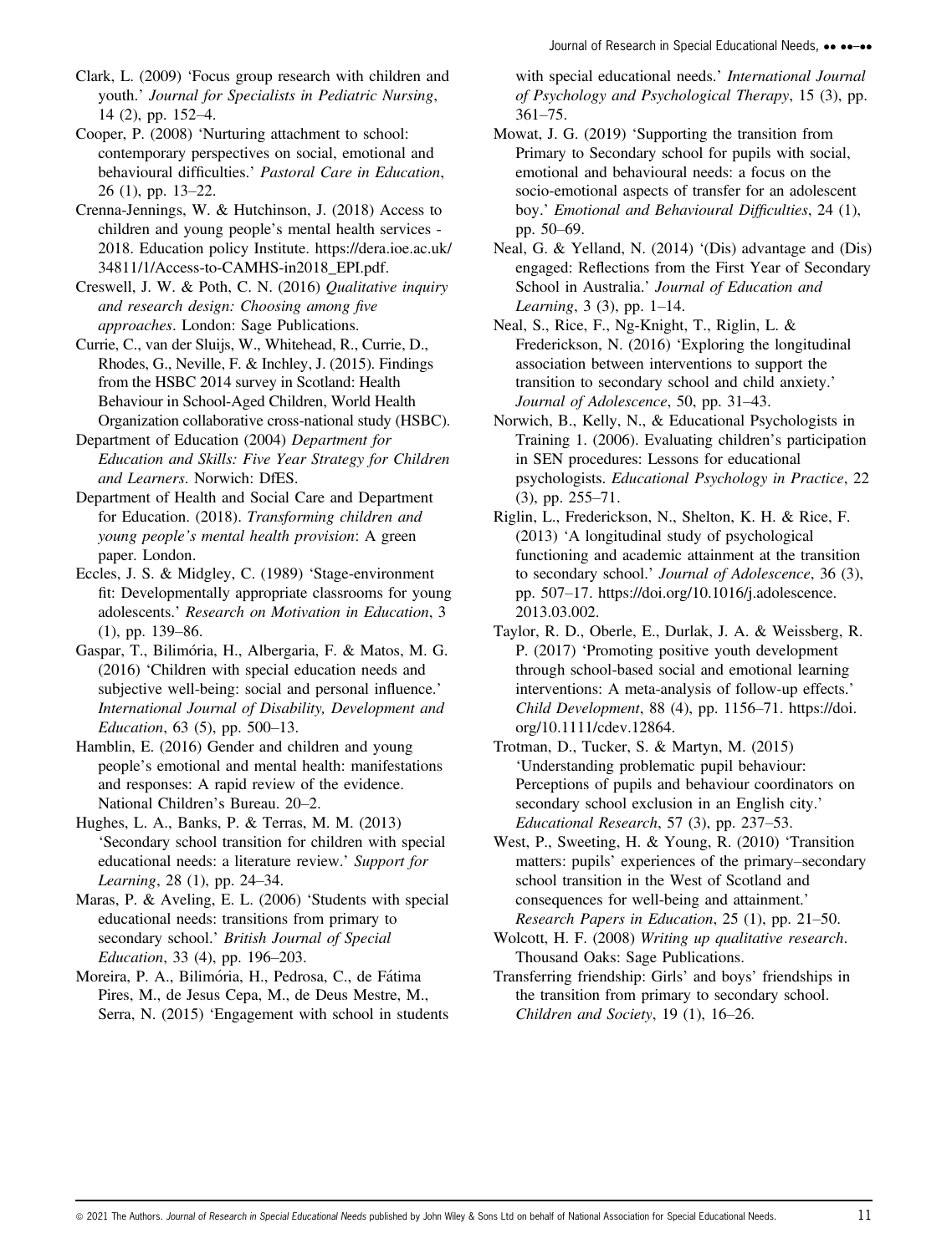Clark, L. (2009) 'Focus group research with children and youth.' *Journal for Specialists in Pediatric Nursing*, 14 (2), pp. 152–4.

Cooper, P. (2008) 'Nurturing attachment to school: contemporary perspectives on social, emotional and behavioural difficulties.' *Pastoral Care in Education*, 26 (1), pp. 13–22.

Crenna-Jennings, W. & Hutchinson, J. (2018) Access to children and young people's mental health services - 2018. Education policy Institute. https://dera.ioe.ac.uk/34811/1/Access-to-CAMHS-in2018_EPI.pdf.

Creswell, J. W. & Poth, C. N. (2016) *Qualitative inquiry and research design: Choosing among five approaches*. London: Sage Publications.

Currie, C., van der Sluijs, W., Whitehead, R., Currie, D., Rhodes, G., Neville, F. & Inchley, J. (2015). Findings from the HSBC 2014 survey in Scotland: Health Behaviour in School-Aged Children, World Health Organization collaborative cross-national study (HSBC).

Department of Education (2004) *Department for Education and Skills: Five Year Strategy for Children and Learners*. Norwich: DfES.

Department of Health and Social Care and Department for Education. (2018). *Transforming children and young people's mental health provision*: A green paper. London.

Eccles, J. S. & Midgley, C. (1989) 'Stage-environment fit: Developmentally appropriate classrooms for young adolescents.' *Research on Motivation in Education*, 3 (1), pp. 139–86.

Gaspar, T., Bilimória, H., Albergaria, F. & Matos, M. G. (2016) 'Children with special education needs and subjective well-being: social and personal influence.' *International Journal of Disability, Development and Education*, 63 (5), pp. 500–13.

Hamblin, E. (2016) Gender and children and young people's emotional and mental health: manifestations and responses: A rapid review of the evidence. National Children's Bureau. 20–2.

Hughes, L. A., Banks, P. & Terras, M. M. (2013) 'Secondary school transition for children with special educational needs: a literature review.' *Support for Learning*, 28 (1), pp. 24–34.

Maras, P. & Aveling, E. L. (2006) 'Students with special educational needs: transitions from primary to secondary school.' *British Journal of Special Education*, 33 (4), pp. 196–203.

Moreira, P. A., Bilimória, H., Pedrosa, C., de Fátima Pires, M., de Jesus Cepa, M., de Deus Mestre, M., Serra, N. (2015) 'Engagement with school in students with special educational needs.' *International Journal of Psychology and Psychological Therapy*, 15 (3), pp. 361–75.

Mowat, J. G. (2019) 'Supporting the transition from Primary to Secondary school for pupils with social, emotional and behavioural needs: a focus on the socio-emotional aspects of transfer for an adolescent boy.' *Emotional and Behavioural Difficulties*, 24 (1), pp. 50–69.

Neal, G. & Yelland, N. (2014) '(Dis) advantage and (Dis) engaged: Reflections from the First Year of Secondary School in Australia.' *Journal of Education and Learning*, 3 (3), pp. 1–14.

Neal, S., Rice, F., Ng-Knight, T., Riglin, L. & Frederickson, N. (2016) 'Exploring the longitudinal association between interventions to support the transition to secondary school and child anxiety.' *Journal of Adolescence*, 50, pp. 31–43.

Norwich, B., Kelly, N., & Educational Psychologists in Training 1. (2006). Evaluating children's participation in SEN procedures: Lessons for educational psychologists. *Educational Psychology in Practice*, 22 (3), pp. 255–71.

Riglin, L., Frederickson, N., Shelton, K. H. & Rice, F. (2013) 'A longitudinal study of psychological functioning and academic attainment at the transition to secondary school.' *Journal of Adolescence*, 36 (3), pp. 507–17. https://doi.org/10.1016/j.adolescence.2013.03.002.

Taylor, R. D., Oberle, E., Durlak, J. A. & Weissberg, R. P. (2017) 'Promoting positive youth development through school-based social and emotional learning interventions: A meta-analysis of follow-up effects.' *Child Development*, 88 (4), pp. 1156–71. https://doi.org/10.1111/cdev.12864.

Trotman, D., Tucker, S. & Martyn, M. (2015) 'Understanding problematic pupil behaviour: Perceptions of pupils and behaviour coordinators on secondary school exclusion in an English city.' *Educational Research*, 57 (3), pp. 237–53.

West, P., Sweeting, H. & Young, R. (2010) 'Transition matters: pupils' experiences of the primary–secondary school transition in the West of Scotland and consequences for well-being and attainment.' *Research Papers in Education*, 25 (1), pp. 21–50.

Wolcott, H. F. (2008) *Writing up qualitative research*. Thousand Oaks: Sage Publications.

Transferring friendship: Girls' and boys' friendships in the transition from primary to secondary school. *Children and Society*, 19 (1), 16–26.